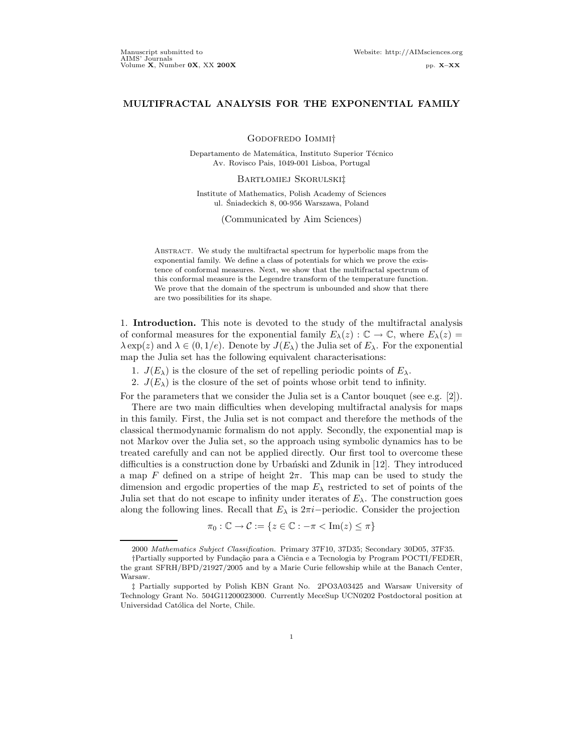# MULTIFRACTAL ANALYSIS FOR THE EXPONENTIAL FAMILY

Godofredo Iommi†

Departamento de Matemática, Instituto Superior Técnico
Av. Rovisco Pais, 1049-001 Lisboa, Portugal

Bartłomiej Skorulski‡

Institute of Mathematics, Polish Academy of Sciences
ul. Śniadeckich 8, 00-956 Warszawa, Poland

(Communicated by Aim Sciences)

Abstract. We study the multifractal spectrum for hyperbolic maps from the exponential family. We define a class of potentials for which we prove the existence of conformal measures. Next, we show that the multifractal spectrum of this conformal measure is the Legendre transform of the temperature function. We prove that the domain of the spectrum is unbounded and show that there are two possibilities for its shape.

## 1. Introduction.

This note is devoted to the study of the multifractal analysis of conformal measures for the exponential family $E_\lambda(z) : \mathbb{C} \to \mathbb{C}$, where $E_\lambda(z) = \lambda \exp(z)$ and $\lambda \in (0, 1/e)$. Denote by $J(E_\lambda)$ the Julia set of $E_\lambda$. For the exponential map the Julia set has the following equivalent characterisations:

1. $J(E_\lambda)$ is the closure of the set of repelling periodic points of $E_\lambda$.
2. $J(E_\lambda)$ is the closure of the set of points whose orbit tend to infinity.

For the parameters that we consider the Julia set is a Cantor bouquet (see e.g. [2]).

There are two main difficulties when developing multifractal analysis for maps in this family. First, the Julia set is not compact and therefore the methods of the classical thermodynamic formalism do not apply. Secondly, the exponential map is not Markov over the Julia set, so the approach using symbolic dynamics has to be treated carefully and can not be applied directly. Our first tool to overcome these difficulties is a construction done by Urbański and Zdunik in [12]. They introduced a map $F$ defined on a stripe of height $2\pi$. This map can be used to study the dimension and ergodic properties of the map $E_\lambda$ restricted to set of points of the Julia set that do not escape to infinity under iterates of $E_\lambda$. The construction goes along the following lines. Recall that $E_\lambda$ is $2\pi i-$periodic. Consider the projection

$$\pi_0 : \mathbb{C} \to \mathcal{C} := \{z \in \mathbb{C} : -\pi < \operatorname{Im}(z) \leq \pi\}$$

2000 *Mathematics Subject Classification.* Primary 37F10, 37D35; Secondary 30D05, 37F35.

†Partially supported by Fundação para a Ciência e a Tecnologia by Program POCTI/FEDER, the grant SFRH/BPD/21927/2005 and by a Marie Curie fellowship while at the Banach Center, Warsaw.

‡ Partially supported by Polish KBN Grant No. 2PO3A03425 and Warsaw University of Technology Grant No. 504G11200023000. Currently MeceSup UCN0202 Postdoctoral position at Universidad Católica del Norte, Chile.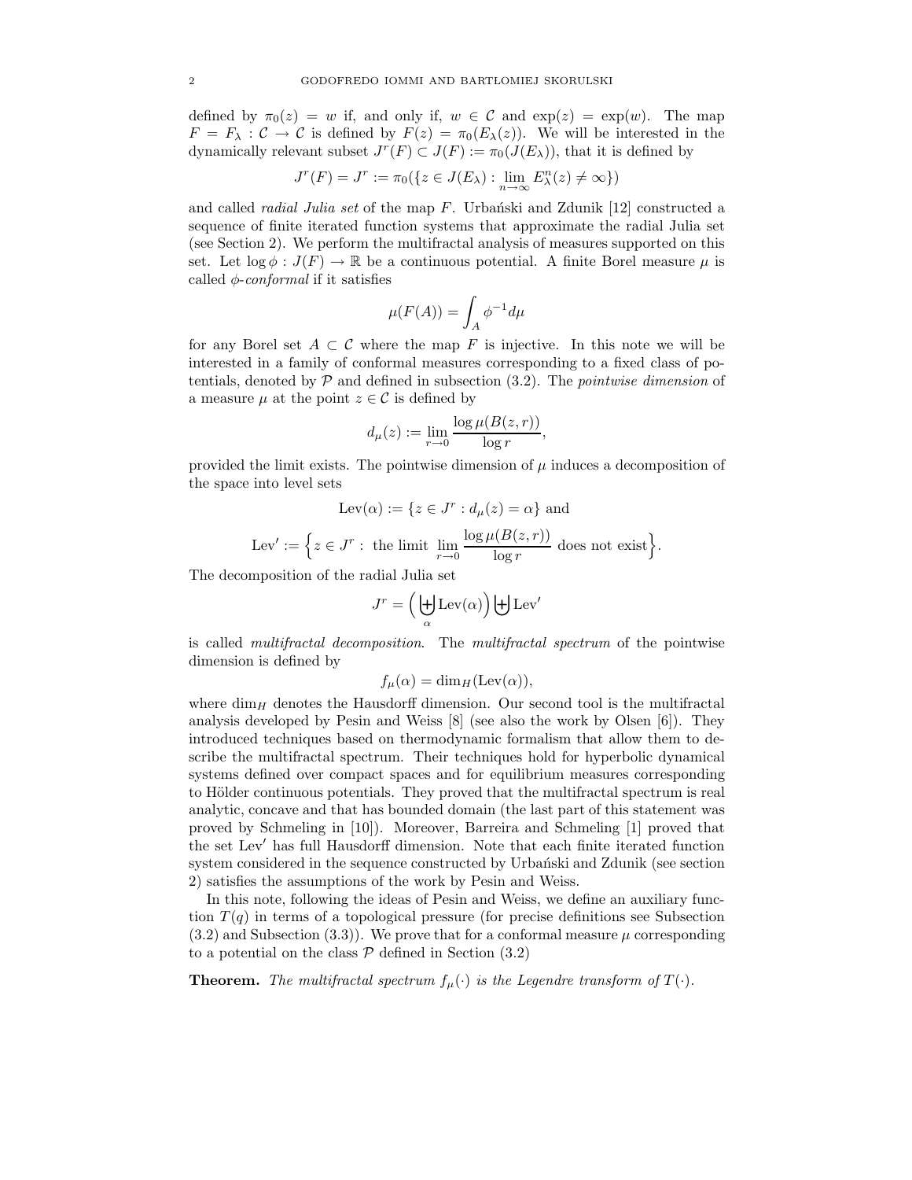defined by $\pi_0(z) = w$ if, and only if, $w \in \mathcal{C}$ and $\exp(z) = \exp(w)$. The map $F = F_\lambda : \mathcal{C} \to \mathcal{C}$ is defined by $F(z) = \pi_0(E_\lambda(z))$. We will be interested in the dynamically relevant subset $J^r(F) \subset J(F) := \pi_0(J(E_\lambda))$, that it is defined by

$$J^r(F) = J^r := \pi_0(\{z \in J(E_\lambda) : \lim_{n\to\infty} E_\lambda^n(z) \neq \infty\})$$

and called *radial Julia set* of the map $F$. Urbański and Zdunik [12] constructed a sequence of finite iterated function systems that approximate the radial Julia set (see Section 2). We perform the multifractal analysis of measures supported on this set. Let $\log \phi : J(F) \to \mathbb{R}$ be a continuous potential. A finite Borel measure $\mu$ is called *$\phi$-conformal* if it satisfies

$$\mu(F(A)) = \int_A \phi^{-1} d\mu$$

for any Borel set $A \subset \mathcal{C}$ where the map $F$ is injective. In this note we will be interested in a family of conformal measures corresponding to a fixed class of potentials, denoted by $\mathcal{P}$ and defined in subsection (3.2). The *pointwise dimension* of a measure $\mu$ at the point $z \in \mathcal{C}$ is defined by

$$d_\mu(z) := \lim_{r\to 0} \frac{\log \mu(B(z,r))}{\log r},$$

provided the limit exists. The pointwise dimension of $\mu$ induces a decomposition of the space into level sets

$$\mathrm{Lev}(\alpha) := \{z \in J^r : d_\mu(z) = \alpha\} \text{ and}$$

$$\mathrm{Lev}' := \Big\{z \in J^r : \text{ the limit } \lim_{r\to 0} \frac{\log \mu(B(z,r))}{\log r} \text{ does not exist}\Big\}.$$

The decomposition of the radial Julia set

$$J^r = \Big(\biguplus_\alpha \mathrm{Lev}(\alpha)\Big) \biguplus \mathrm{Lev}'$$

is called *multifractal decomposition*. The *multifractal spectrum* of the pointwise dimension is defined by

$$f_\mu(\alpha) = \dim_H(\mathrm{Lev}(\alpha)),$$

where $\dim_H$ denotes the Hausdorff dimension. Our second tool is the multifractal analysis developed by Pesin and Weiss [8] (see also the work by Olsen [6]). They introduced techniques based on thermodynamic formalism that allow them to describe the multifractal spectrum. Their techniques hold for hyperbolic dynamical systems defined over compact spaces and for equilibrium measures corresponding to Hölder continuous potentials. They proved that the multifractal spectrum is real analytic, concave and that has bounded domain (the last part of this statement was proved by Schmeling in [10]). Moreover, Barreira and Schmeling [1] proved that the set $\mathrm{Lev}'$ has full Hausdorff dimension. Note that each finite iterated function system considered in the sequence constructed by Urbański and Zdunik (see section 2) satisfies the assumptions of the work by Pesin and Weiss.

In this note, following the ideas of Pesin and Weiss, we define an auxiliary function $T(q)$ in terms of a topological pressure (for precise definitions see Subsection (3.2) and Subsection (3.3)). We prove that for a conformal measure $\mu$ corresponding to a potential on the class $\mathcal{P}$ defined in Section (3.2)

**Theorem.** *The multifractal spectrum $f_\mu(\cdot)$ is the Legendre transform of $T(\cdot)$.*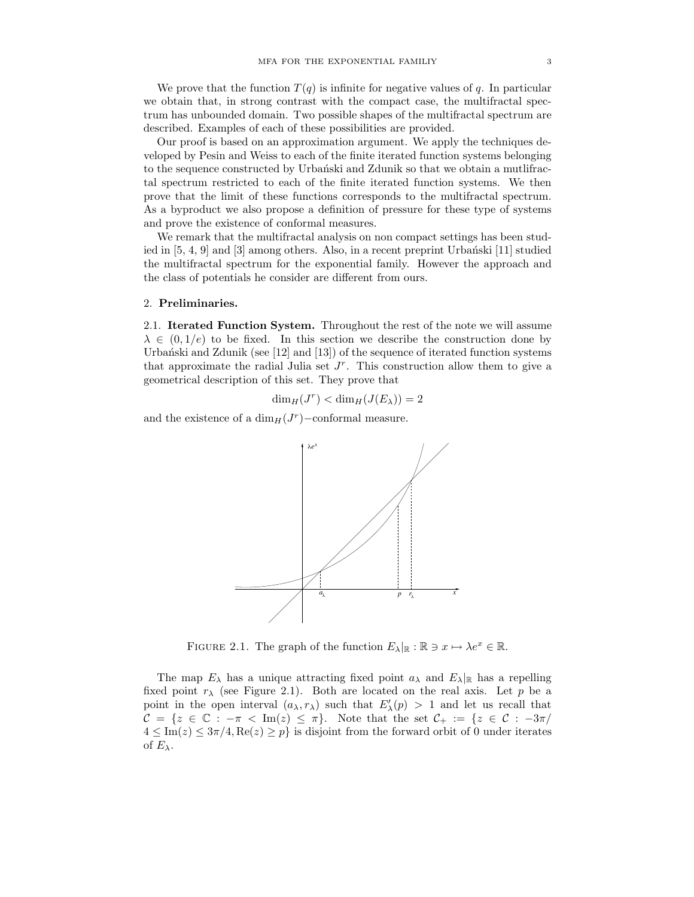We prove that the function $T(q)$ is infinite for negative values of $q$. In particular we obtain that, in strong contrast with the compact case, the multifractal spectrum has unbounded domain. Two possible shapes of the multifractal spectrum are described. Examples of each of these possibilities are provided.

Our proof is based on an approximation argument. We apply the techniques developed by Pesin and Weiss to each of the finite iterated function systems belonging to the sequence constructed by Urbański and Zdunik so that we obtain a mutlifractal spectrum restricted to each of the finite iterated function systems. We then prove that the limit of these functions corresponds to the multifractal spectrum. As a byproduct we also propose a definition of pressure for these type of systems and prove the existence of conformal measures.

We remark that the multifractal analysis on non compact settings has been studied in [5, 4, 9] and [3] among others. Also, in a recent preprint Urbański [11] studied the multifractal spectrum for the exponential family. However the approach and the class of potentials he consider are different from ours.

## 2. **Preliminaries.**

### 2.1. **Iterated Function System.**

Throughout the rest of the note we will assume $\lambda \in (0, 1/e)$ to be fixed. In this section we describe the construction done by Urbański and Zdunik (see [12] and [13]) of the sequence of iterated function systems that approximate the radial Julia set $J^r$. This construction allow them to give a geometrical description of this set. They prove that

$$\dim_H(J^r) < \dim_H(J(E_\lambda)) = 2$$

and the existence of a $\dim_H(J^r)-$conformal measure.

FIGURE 2.1. The graph of the function $E_\lambda|_{\mathbb{R}} : \mathbb{R} \ni x \mapsto \lambda e^x \in \mathbb{R}$.

The map $E_\lambda$ has a unique attracting fixed point $a_\lambda$ and $E_\lambda|_{\mathbb{R}}$ has a repelling fixed point $r_\lambda$ (see Figure 2.1). Both are located on the real axis. Let $p$ be a point in the open interval $(a_\lambda, r_\lambda)$ such that $E'_\lambda(p) > 1$ and let us recall that $\mathcal{C} = \{z \in \mathbb{C} : -\pi < \mathrm{Im}(z) \leq \pi\}$. Note that the set $\mathcal{C}_+ := \{z \in \mathcal{C} : -3\pi/4 \leq \mathrm{Im}(z) \leq 3\pi/4, \mathrm{Re}(z) \geq p\}$ is disjoint from the forward orbit of 0 under iterates of $E_\lambda$.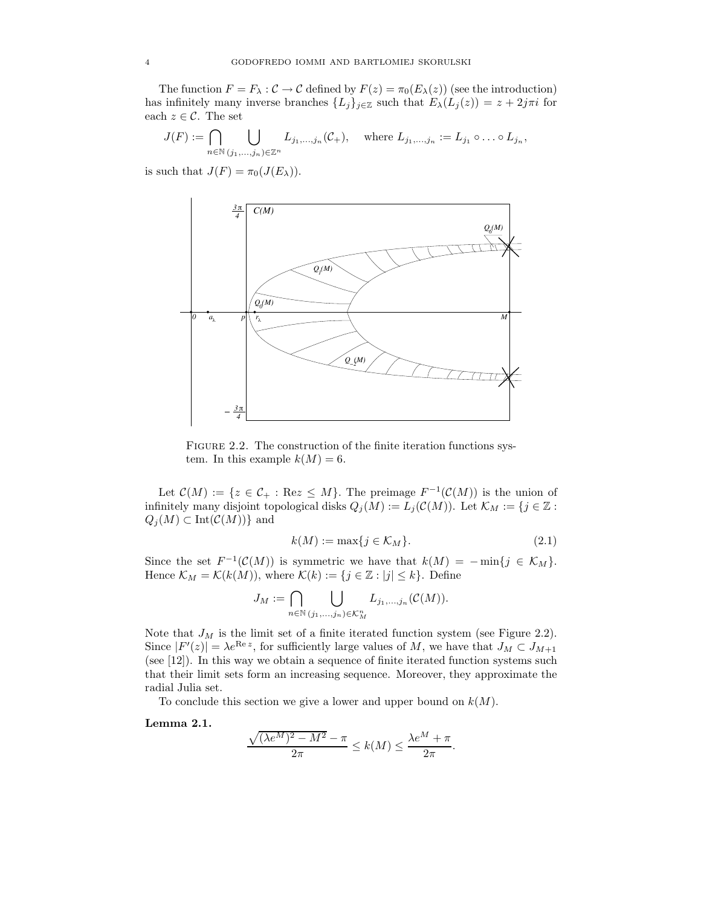The function $F = F_\lambda : \mathcal{C} \to \mathcal{C}$ defined by $F(z) = \pi_0(E_\lambda(z))$ (see the introduction) has infinitely many inverse branches $\{L_j\}_{j\in\mathbb{Z}}$ such that $E_\lambda(L_j(z)) = z + 2j\pi i$ for each $z \in \mathcal{C}$. The set

$$J(F) := \bigcap_{n\in\mathbb{N}} \bigcup_{(j_1,\ldots,j_n)\in\mathbb{Z}^n} L_{j_1,\ldots,j_n}(\mathcal{C}_+), \quad \text{where } L_{j_1,\ldots,j_n} := L_{j_1} \circ \ldots \circ L_{j_n},$$

is such that $J(F) = \pi_0(J(E_\lambda))$.

Figure 2.2. The construction of the finite iteration functions system. In this example $k(M) = 6$.

Let $\mathcal{C}(M) := \{z \in \mathcal{C}_+ : \mathrm{Re} z \le M\}$. The preimage $F^{-1}(\mathcal{C}(M))$ is the union of infinitely many disjoint topological disks $Q_j(M) := L_j(\mathcal{C}(M))$. Let $\mathcal{K}_M := \{j \in \mathbb{Z} : Q_j(M) \subset \mathrm{Int}(\mathcal{C}(M))\}$ and

$$k(M) := \max\{j \in \mathcal{K}_M\}. \tag{2.1}$$

Since the set $F^{-1}(\mathcal{C}(M))$ is symmetric we have that $k(M) = -\min\{j \in \mathcal{K}_M\}$. Hence $\mathcal{K}_M = \mathcal{K}(k(M))$, where $\mathcal{K}(k) := \{j \in \mathbb{Z} : |j| \le k\}$. Define

$$J_M := \bigcap_{n\in\mathbb{N}} \bigcup_{(j_1,\ldots,j_n)\in\mathcal{K}_M^n} L_{j_1,\ldots,j_n}(\mathcal{C}(M)).$$

Note that $J_M$ is the limit set of a finite iterated function system (see Figure 2.2). Since $|F'(z)| = \lambda e^{\mathrm{Re}\, z}$, for sufficiently large values of $M$, we have that $J_M \subset J_{M+1}$ (see [12]). In this way we obtain a sequence of finite iterated function systems such that their limit sets form an increasing sequence. Moreover, they approximate the radial Julia set.

To conclude this section we give a lower and upper bound on $k(M)$.

**Lemma 2.1.**

$$\frac{\sqrt{(\lambda e^M)^2 - M^2} - \pi}{2\pi} \le k(M) \le \frac{\lambda e^M + \pi}{2\pi}.$$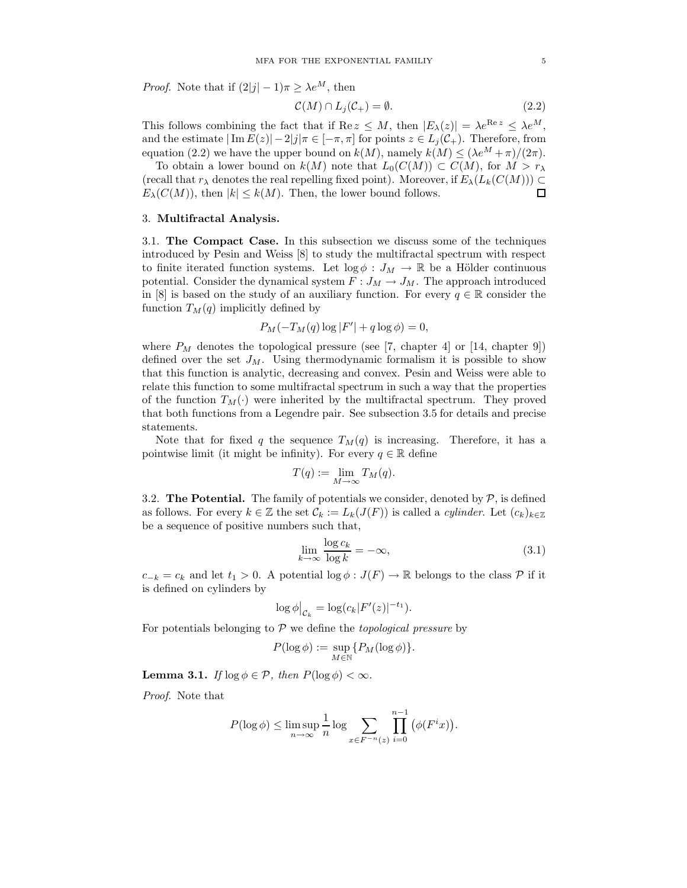*Proof.* Note that if $(2|j|-1)\pi \geq \lambda e^M$, then

$$\mathcal{C}(M) \cap L_j(\mathcal{C}_+) = \emptyset. \tag{2.2}$$

This follows combining the fact that if $\operatorname{Re} z \leq M$, then $|E_\lambda(z)| = \lambda e^{\operatorname{Re} z} \leq \lambda e^M$, and the estimate $|\operatorname{Im} E(z)| - 2|j|\pi \in [-\pi, \pi]$ for points $z \in L_j(\mathcal{C}_+)$. Therefore, from equation (2.2) we have the upper bound on $k(M)$, namely $k(M) \leq (\lambda e^M + \pi)/(2\pi)$.

To obtain a lower bound on $k(M)$ note that $L_0(C(M)) \subset C(M)$, for $M > r_\lambda$ (recall that $r_\lambda$ denotes the real repelling fixed point). Moreover, if $E_\lambda(L_k(C(M))) \subset E_\lambda(C(M))$, then $|k| \leq k(M)$. Then, the lower bound follows. ◻

## 3. **Multifractal Analysis.**

### 3.1. **The Compact Case.**

In this subsection we discuss some of the techniques introduced by Pesin and Weiss [8] to study the multifractal spectrum with respect to finite iterated function systems. Let $\log \phi : J_M \to \mathbb{R}$ be a Hölder continuous potential. Consider the dynamical system $F : J_M \to J_M$. The approach introduced in [8] is based on the study of an auxiliary function. For every $q \in \mathbb{R}$ consider the function $T_M(q)$ implicitly defined by

$$P_M(-T_M(q) \log |F'| + q \log \phi) = 0,$$

where $P_M$ denotes the topological pressure (see [7, chapter 4] or [14, chapter 9]) defined over the set $J_M$. Using thermodynamic formalism it is possible to show that this function is analytic, decreasing and convex. Pesin and Weiss were able to relate this function to some multifractal spectrum in such a way that the properties of the function $T_M(\cdot)$ were inherited by the multifractal spectrum. They proved that both functions from a Legendre pair. See subsection 3.5 for details and precise statements.

Note that for fixed $q$ the sequence $T_M(q)$ is increasing. Therefore, it has a pointwise limit (it might be infinity). For every $q \in \mathbb{R}$ define

$$T(q) := \lim_{M \to \infty} T_M(q).$$

### 3.2. **The Potential.**

The family of potentials we consider, denoted by $\mathcal{P}$, is defined as follows. For every $k \in \mathbb{Z}$ the set $\mathcal{C}_k := L_k(J(F))$ is called a *cylinder*. Let $(c_k)_{k \in \mathbb{Z}}$ be a sequence of positive numbers such that,

$$\lim_{k \to \infty} \frac{\log c_k}{\log k} = -\infty, \tag{3.1}$$

$c_{-k} = c_k$ and let $t_1 > 0$. A potential $\log \phi : J(F) \to \mathbb{R}$ belongs to the class $\mathcal{P}$ if it is defined on cylinders by

$$\log \phi\big|_{\mathcal{C}_k} = \log(c_k |F'(z)|^{-t_1}).$$

For potentials belonging to $\mathcal{P}$ we define the *topological pressure* by

$$P(\log \phi) := \sup_{M \in \mathbb{N}} \{P_M(\log \phi)\}.$$

**Lemma 3.1.** *If $\log \phi \in \mathcal{P}$, then $P(\log \phi) < \infty$.*

*Proof.* Note that

$$P(\log \phi) \leq \limsup_{n \to \infty} \frac{1}{n} \log \sum_{x \in F^{-n}(z)} \prod_{i=0}^{n-1} \big(\phi(F^i x)\big).$$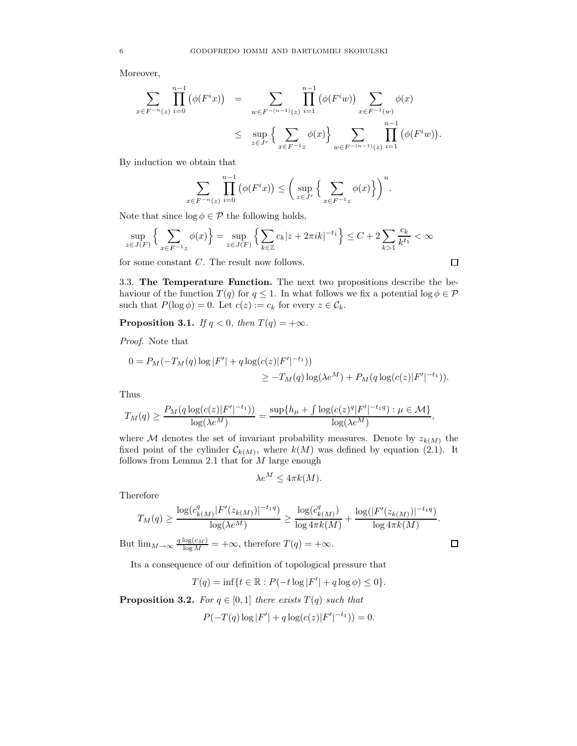Moreover,

$$
\begin{aligned}
\sum_{x \in F^{-n}(z)} \prod_{i=0}^{n-1} \big(\phi(F^i x)\big) &= \sum_{w \in F^{-(n-1)}(z)} \prod_{i=1}^{n-1} \big(\phi(F^i w)\big) \sum_{x \in F^{-1}(w)} \phi(x) \\
&\leq \sup_{z \in J^r} \Big\{ \sum_{x \in F^{-1} z} \phi(x) \Big\} \sum_{w \in F^{-(n-1)}(z)} \prod_{i=1}^{n-1} \big(\phi(F^i w)\big).
\end{aligned}
$$

By induction we obtain that

$$
\sum_{x \in F^{-n}(z)} \prod_{i=0}^{n-1} \big(\phi(F^i x)\big) \leq \bigg( \sup_{z \in J^r} \Big\{ \sum_{x \in F^{-1} z} \phi(x) \Big\} \bigg)^n.
$$

Note that since $\log \phi \in \mathcal{P}$ the following holds,

$$
\sup_{z \in J(F)} \Big\{ \sum_{x \in F^{-1} z} \phi(x) \Big\} = \sup_{z \in J(F)} \Big\{ \sum_{k \in \mathbb{Z}} c_k |z + 2\pi i k|^{-t_1} \Big\} \leq C + 2 \sum_{k > 1} \frac{c_k}{k^{t_1}} < \infty
$$

for some constant $C$. The result now follows. ∎

3.3. **The Temperature Function.** The next two propositions describe the behaviour of the function $T(q)$ for $q \leq 1$. In what follows we fix a potential $\log \phi \in \mathcal{P}$ such that $P(\log \phi) = 0$. Let $c(z) := c_k$ for every $z \in \mathcal{C}_k$.

**Proposition 3.1.** *If $q < 0$, then $T(q) = +\infty$.*

*Proof.* Note that

$$
\begin{aligned}
0 = P_M(-T_M(q) \log |F'| + q \log(c(z)|F'|^{-t_1})) \\
\geq -T_M(q) \log(\lambda e^M) + P_M(q \log(c(z)|F'|^{-t_1})).
\end{aligned}
$$

Thus

$$
T_M(q) \geq \frac{P_M(q \log(c(z)|F'|^{-t_1}))}{\log(\lambda e^M)} = \frac{\sup\{h_\mu + \int \log(c(z)^q |F'|^{-t_1 q}) : \mu \in \mathcal{M}\}}{\log(\lambda e^M)},
$$

where $\mathcal{M}$ denotes the set of invariant probability measures. Denote by $z_{k(M)}$ the fixed point of the cylinder $\mathcal{C}_{k(M)}$, where $k(M)$ was defined by equation (2.1). It follows from Lemma 2.1 that for $M$ large enough

$$
\lambda e^M \leq 4\pi k(M).
$$

Therefore

$$
T_M(q) \geq \frac{\log(c_{k(M)}^q |F'(z_{k(M)})|^{-t_1 q})}{\log(\lambda e^M)} \geq \frac{\log(c_{k(M)}^q)}{\log 4\pi k(M)} + \frac{\log(|F'(z_{k(M)})|^{-t_1 q})}{\log 4\pi k(M)}.
$$

But $\lim_{M \to \infty} \frac{q \log(c_M)}{\log M} = +\infty$, therefore $T(q) = +\infty$. ∎

Its a consequence of our definition of topological pressure that

$$
T(q) = \inf\{t \in \mathbb{R} : P(-t \log |F'| + q \log \phi) \leq 0\}.
$$

**Proposition 3.2.** *For $q \in [0, 1]$ there exists $T(q)$ such that*

$$
P(-T(q) \log |F'| + q \log(c(z)|F'|^{-t_1})) = 0.
$$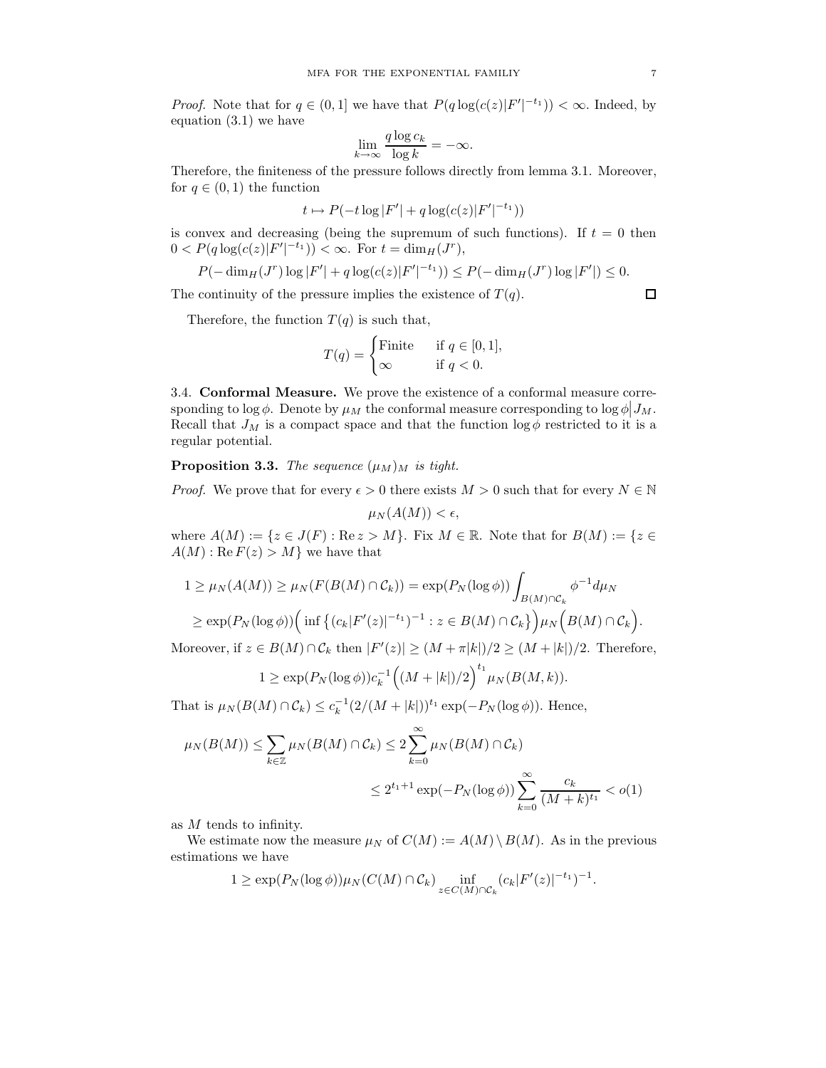*Proof.* Note that for $q \in (0,1]$ we have that $P(q \log(c(z)|F'|^{-t_1})) < \infty$. Indeed, by equation (3.1) we have

$$\lim_{k \to \infty} \frac{q \log c_k}{\log k} = -\infty.$$

Therefore, the finiteness of the pressure follows directly from lemma 3.1. Moreover, for $q \in (0,1)$ the function

$$t \mapsto P(-t \log |F'| + q \log(c(z)|F'|^{-t_1}))$$

is convex and decreasing (being the supremum of such functions). If $t = 0$ then $0 < P(q \log(c(z)|F'|^{-t_1})) < \infty$. For $t = \dim_H(J^r)$,

$$P(-\dim_H(J^r) \log |F'| + q \log(c(z)|F'|^{-t_1})) \leq P(-\dim_H(J^r) \log |F'|) \leq 0.$$

The continuity of the pressure implies the existence of $T(q)$. $\square$

Therefore, the function $T(q)$ is such that,

$$T(q) = \begin{cases} \text{Finite} & \text{if } q \in [0,1], \\ \infty & \text{if } q < 0. \end{cases}$$

3.4. **Conformal Measure.** We prove the existence of a conformal measure corresponding to $\log \phi$. Denote by $\mu_M$ the conformal measure corresponding to $\log \phi \big| J_M$. Recall that $J_M$ is a compact space and that the function $\log \phi$ restricted to it is a regular potential.

**Proposition 3.3.** *The sequence $(\mu_M)_M$ is tight.*

*Proof.* We prove that for every $\epsilon > 0$ there exists $M > 0$ such that for every $N \in \mathbb{N}$

$$\mu_N(A(M)) < \epsilon,$$

where $A(M) := \{z \in J(F) : \operatorname{Re} z > M\}$. Fix $M \in \mathbb{R}$. Note that for $B(M) := \{z \in A(M) : \operatorname{Re} F(z) > M\}$ we have that

$$1 \geq \mu_N(A(M)) \geq \mu_N(F(B(M) \cap \mathcal{C}_k)) = \exp(P_N(\log \phi)) \int_{B(M) \cap \mathcal{C}_k} \phi^{-1} d\mu_N$$
$$\geq \exp(P_N(\log \phi)) \Big( \inf \big\{ (c_k |F'(z)|^{-t_1})^{-1} : z \in B(M) \cap \mathcal{C}_k \big\} \Big) \mu_N \Big( B(M) \cap \mathcal{C}_k \Big).$$

Moreover, if $z \in B(M) \cap \mathcal{C}_k$ then $|F'(z)| \geq (M + \pi|k|)/2 \geq (M + |k|)/2$. Therefore,

$$1 \geq \exp(P_N(\log \phi)) c_k^{-1} \Big( (M + |k|)/2 \Big)^{t_1} \mu_N(B(M,k)).$$

That is $\mu_N(B(M) \cap \mathcal{C}_k) \leq c_k^{-1} (2/(M + |k|))^{t_1} \exp(-P_N(\log \phi))$. Hence,

$$\mu_N(B(M)) \leq \sum_{k \in \mathbb{Z}} \mu_N(B(M) \cap \mathcal{C}_k) \leq 2 \sum_{k=0}^{\infty} \mu_N(B(M) \cap \mathcal{C}_k)$$
$$\leq 2^{t_1+1} \exp(-P_N(\log \phi)) \sum_{k=0}^{\infty} \frac{c_k}{(M+k)^{t_1}} < o(1)$$

as $M$ tends to infinity.

We estimate now the measure $\mu_N$ of $C(M) := A(M) \setminus B(M)$. As in the previous estimations we have

$$1 \geq \exp(P_N(\log \phi)) \mu_N(C(M) \cap \mathcal{C}_k) \inf_{z \in C(M) \cap \mathcal{C}_k} (c_k |F'(z)|^{-t_1})^{-1}.$$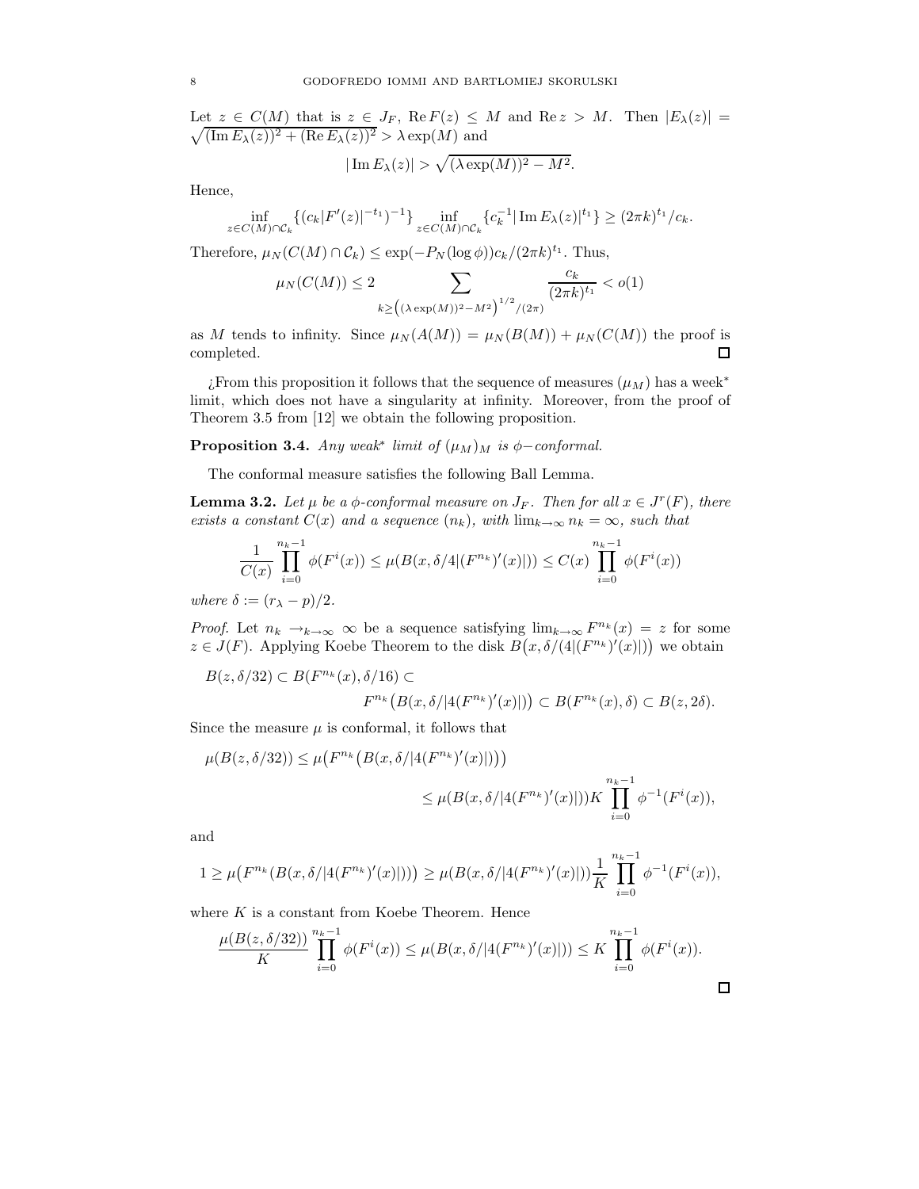Let $z \in C(M)$ that is $z \in J_F$, $\operatorname{Re} F(z) \leq M$ and $\operatorname{Re} z > M$. Then $|E_\lambda(z)| = \sqrt{(\operatorname{Im} E_\lambda(z))^2 + (\operatorname{Re} E_\lambda(z))^2} > \lambda \exp(M)$ and

$$|\operatorname{Im} E_\lambda(z)| > \sqrt{(\lambda \exp(M))^2 - M^2}.$$

Hence,

$$\inf_{z \in C(M) \cap \mathcal{C}_k} \{(c_k |F'(z)|^{-t_1})^{-1}\} \inf_{z \in C(M) \cap \mathcal{C}_k} \{c_k^{-1} |\operatorname{Im} E_\lambda(z)|^{t_1}\} \geq (2\pi k)^{t_1}/c_k.$$

Therefore, $\mu_N(C(M) \cap \mathcal{C}_k) \leq \exp(-P_N(\log \phi)) c_k/(2\pi k)^{t_1}$. Thus,

$$\mu_N(C(M)) \leq 2 \sum_{k \geq \left((\lambda \exp(M))^2 - M^2\right)^{1/2}/(2\pi)} \frac{c_k}{(2\pi k)^{t_1}} < o(1)$$

as $M$ tends to infinity. Since $\mu_N(A(M)) = \mu_N(B(M)) + \mu_N(C(M))$ the proof is completed. ∎

¿From this proposition it follows that the sequence of measures $(\mu_M)$ has a week$^*$ limit, which does not have a singularity at infinity. Moreover, from the proof of Theorem 3.5 from [12] we obtain the following proposition.

**Proposition 3.4.** *Any weak$^*$ limit of $(\mu_M)_M$ is $\phi-$conformal.*

The conformal measure satisfies the following Ball Lemma.

**Lemma 3.2.** *Let $\mu$ be a $\phi$-conformal measure on $J_F$. Then for all $x \in J^r(F)$, there exists a constant $C(x)$ and a sequence $(n_k)$, with $\lim_{k\to\infty} n_k = \infty$, such that*

$$\frac{1}{C(x)} \prod_{i=0}^{n_k - 1} \phi(F^i(x)) \leq \mu(B(x, \delta/4|(F^{n_k})'(x)|)) \leq C(x) \prod_{i=0}^{n_k-1} \phi(F^i(x))$$

*where $\delta := (r_\lambda - p)/2$.*

*Proof.* Let $n_k \to_{k\to\infty} \infty$ be a sequence satisfying $\lim_{k\to\infty} F^{n_k}(x) = z$ for some $z \in J(F)$. Applying Koebe Theorem to the disk $B\big(x, \delta/(4|(F^{n_k})'(x)|)\big)$ we obtain

$$B(z, \delta/32) \subset B(F^{n_k}(x), \delta/16) \subset F^{n_k}\big(B(x, \delta/|4(F^{n_k})'(x)|)\big) \subset B(F^{n_k}(x), \delta) \subset B(z, 2\delta).$$

Since the measure $\mu$ is conformal, it follows that

$$\mu(B(z, \delta/32)) \leq \mu\big(F^{n_k}\big(B(x, \delta/|4(F^{n_k})'(x)|)\big)\big) \leq \mu(B(x, \delta/|4(F^{n_k})'(x)|)) K \prod_{i=0}^{n_k-1} \phi^{-1}(F^i(x)),$$

and

$$1 \geq \mu\big(F^{n_k}(B(x, \delta/|4(F^{n_k})'(x)|))\big) \geq \mu(B(x, \delta/|4(F^{n_k})'(x)|)) \frac{1}{K} \prod_{i=0}^{n_k-1} \phi^{-1}(F^i(x)),$$

where $K$ is a constant from Koebe Theorem. Hence

$$\frac{\mu(B(z, \delta/32))}{K} \prod_{i=0}^{n_k-1} \phi(F^i(x)) \leq \mu(B(x, \delta/|4(F^{n_k})'(x)|)) \leq K \prod_{i=0}^{n_k-1} \phi(F^i(x)).$$

∎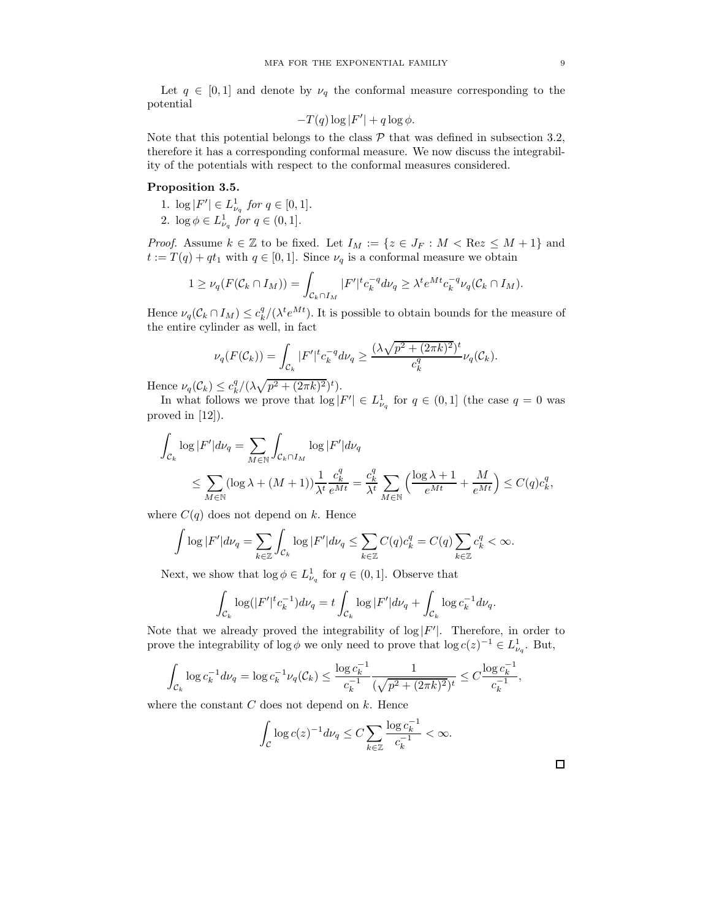Let $q \in [0,1]$ and denote by $\nu_q$ the conformal measure corresponding to the potential

$$-T(q)\log|F'| + q\log\phi.$$

Note that this potential belongs to the class $\mathcal{P}$ that was defined in subsection 3.2, therefore it has a corresponding conformal measure. We now discuss the integrability of the potentials with respect to the conformal measures considered.

**Proposition 3.5.**

1. $\log|F'| \in L^1_{\nu_q}$ *for* $q \in [0,1]$.
2. $\log\phi \in L^1_{\nu_q}$ *for* $q \in (0,1]$.

*Proof.* Assume $k \in \mathbb{Z}$ to be fixed. Let $I_M := \{z \in J_F : M < \mathrm{Re} z \leq M+1\}$ and $t := T(q) + qt_1$ with $q \in [0,1]$. Since $\nu_q$ is a conformal measure we obtain

$$1 \geq \nu_q(F(\mathcal{C}_k \cap I_M)) = \int_{\mathcal{C}_k \cap I_M} |F'|^t c_k^{-q} d\nu_q \geq \lambda^t e^{Mt} c_k^{-q} \nu_q(\mathcal{C}_k \cap I_M).$$

Hence $\nu_q(\mathcal{C}_k \cap I_M) \leq c_k^q/(\lambda^t e^{Mt})$. It is possible to obtain bounds for the measure of the entire cylinder as well, in fact

$$\nu_q(F(\mathcal{C}_k)) = \int_{\mathcal{C}_k} |F'|^t c_k^{-q} d\nu_q \geq \frac{(\lambda\sqrt{p^2 + (2\pi k)^2})^t}{c_k^q} \nu_q(\mathcal{C}_k).$$

Hence $\nu_q(\mathcal{C}_k) \leq c_k^q/(\lambda\sqrt{p^2+(2\pi k)^2})^t)$.

In what follows we prove that $\log|F'| \in L^1_{\nu_q}$ for $q \in (0,1]$ (the case $q = 0$ was proved in [12]).

$$\begin{aligned}
\int_{\mathcal{C}_k} \log|F'| d\nu_q &= \sum_{M \in \mathbb{N}} \int_{\mathcal{C}_k \cap I_M} \log|F'| d\nu_q \\
&\leq \sum_{M \in \mathbb{N}} (\log\lambda + (M+1)) \frac{1}{\lambda^t} \frac{c_k^q}{e^{Mt}} = \frac{c_k^q}{\lambda^t} \sum_{M \in \mathbb{N}} \Big( \frac{\log\lambda + 1}{e^{Mt}} + \frac{M}{e^{Mt}} \Big) \leq C(q) c_k^q,
\end{aligned}$$

where $C(q)$ does not depend on $k$. Hence

$$\int \log|F'| d\nu_q = \sum_{k \in \mathbb{Z}} \int_{\mathcal{C}_k} \log|F'| d\nu_q \leq \sum_{k \in \mathbb{Z}} C(q) c_k^q = C(q) \sum_{k \in \mathbb{Z}} c_k^q < \infty.$$

Next, we show that $\log\phi \in L^1_{\nu_q}$ for $q \in (0,1]$. Observe that

$$\int_{\mathcal{C}_k} \log(|F'|^t c_k^{-1}) d\nu_q = t \int_{\mathcal{C}_k} \log|F'| d\nu_q + \int_{\mathcal{C}_k} \log c_k^{-1} d\nu_q.$$

Note that we already proved the integrability of $\log|F'|$. Therefore, in order to prove the integrability of $\log\phi$ we only need to prove that $\log c(z)^{-1} \in L^1_{\nu_q}$. But,

$$\int_{\mathcal{C}_k} \log c_k^{-1} d\nu_q = \log c_k^{-1} \nu_q(\mathcal{C}_k) \leq \frac{\log c_k^{-1}}{c_k^{-1}} \frac{1}{(\sqrt{p^2 + (2\pi k)^2})^t} \leq C \frac{\log c_k^{-1}}{c_k^{-1}},$$

where the constant $C$ does not depend on $k$. Hence

$$\int_{\mathcal{C}} \log c(z)^{-1} d\nu_q \leq C \sum_{k \in \mathbb{Z}} \frac{\log c_k^{-1}}{c_k^{-1}} < \infty.$$

□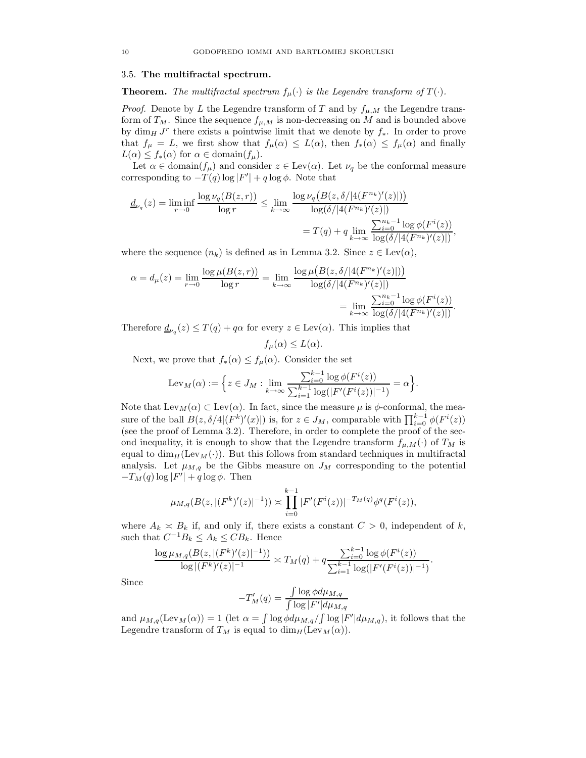### 3.5. The multifractal spectrum.

**Theorem.** *The multifractal spectrum $f_\mu(\cdot)$ is the Legendre transform of $T(\cdot)$.*

*Proof.* Denote by $L$ the Legendre transform of $T$ and by $f_{\mu,M}$ the Legendre transform of $T_M$. Since the sequence $f_{\mu,M}$ is non-decreasing on $M$ and is bounded above by $\dim_H J^r$ there exists a pointwise limit that we denote by $f_*$. In order to prove that $f_\mu = L$, we first show that $f_\mu(\alpha) \leq L(\alpha)$, then $f_*(\alpha) \leq f_\mu(\alpha)$ and finally $L(\alpha) \leq f_*(\alpha)$ for $\alpha \in \text{domain}(f_\mu)$.

Let $\alpha \in \text{domain}(f_\mu)$ and consider $z \in \text{Lev}(\alpha)$. Let $\nu_q$ be the conformal measure corresponding to $-T(q)\log|F'| + q\log\phi$. Note that

$$\underline{d}_{\nu_q}(z) = \liminf_{r\to 0} \frac{\log \nu_q(B(z,r))}{\log r} \leq \lim_{k\to\infty} \frac{\log \nu_q\big(B(z, \delta/|4(F^{n_k})'(z)|)\big)}{\log(\delta/|4(F^{n_k})'(z)|)}$$
$$= T(q) + q \lim_{k\to\infty} \frac{\sum_{i=0}^{n_k-1}\log\phi(F^i(z))}{\log(\delta/|4(F^{n_k})'(z)|)},$$

where the sequence $(n_k)$ is defined as in Lemma 3.2. Since $z \in \text{Lev}(\alpha)$,

$$\alpha = d_\mu(z) = \lim_{r\to 0}\frac{\log\mu(B(z,r))}{\log r} = \lim_{k\to\infty}\frac{\log\mu\big(B(z,\delta/|4(F^{n_k})'(z)|)\big)}{\log(\delta/|4(F^{n_k})'(z)|)}$$
$$= \lim_{k\to\infty}\frac{\sum_{i=0}^{n_k-1}\log\phi(F^i(z))}{\log(\delta/|4(F^{n_k})'(z)|)}.$$

Therefore $\underline{d}_{\nu_q}(z) \leq T(q) + q\alpha$ for every $z \in \text{Lev}(\alpha)$. This implies that

$$f_\mu(\alpha) \leq L(\alpha).$$

Next, we prove that $f_*(\alpha) \leq f_\mu(\alpha)$. Consider the set

$$\text{Lev}_M(\alpha) := \Big\{ z \in J_M : \lim_{k\to\infty} \frac{\sum_{i=0}^{k-1}\log\phi(F^i(z))}{\sum_{i=1}^{k-1}\log(|F'(F^i(z))|^{-1})} = \alpha \Big\}.$$

Note that $\text{Lev}_M(\alpha) \subset \text{Lev}(\alpha)$. In fact, since the measure $\mu$ is $\phi$-conformal, the measure of the ball $B(z, \delta/4|(F^k)'(x)|)$ is, for $z \in J_M$, comparable with $\prod_{i=0}^{k-1}\phi(F^i(z))$ (see the proof of Lemma 3.2). Therefore, in order to complete the proof of the second inequality, it is enough to show that the Legendre transform $f_{\mu,M}(\cdot)$ of $T_M$ is equal to $\dim_H(\text{Lev}_M(\cdot))$. But this follows from standard techniques in multifractal analysis. Let $\mu_{M,q}$ be the Gibbs measure on $J_M$ corresponding to the potential $-T_M(q)\log|F'| + q\log\phi$. Then

$$\mu_{M,q}(B(z, |(F^k)'(z)|^{-1})) \asymp \prod_{i=0}^{k-1}|F'(F^i(z))|^{-T_M(q)}\phi^q(F^i(z)),$$

where $A_k \asymp B_k$ if, and only if, there exists a constant $C > 0$, independent of $k$, such that $C^{-1}B_k \leq A_k \leq CB_k$. Hence

$$\frac{\log\mu_{M,q}(B(z,|(F^k)'(z)|^{-1}))}{\log|(F^k)'(z)|^{-1}} \asymp T_M(q) + q\frac{\sum_{i=0}^{k-1}\log\phi(F^i(z))}{\sum_{i=1}^{k-1}\log(|F'(F^i(z))|^{-1})}.$$

Since

$$-T_M'(q) = \frac{\int\log\phi\, d\mu_{M,q}}{\int\log|F'|d\mu_{M,q}}$$

and $\mu_{M,q}(\text{Lev}_M(\alpha)) = 1$ (let $\alpha = \int\log\phi\, d\mu_{M,q}/\int\log|F'|d\mu_{M,q}$), it follows that the Legendre transform of $T_M$ is equal to $\dim_H(\text{Lev}_M(\alpha))$.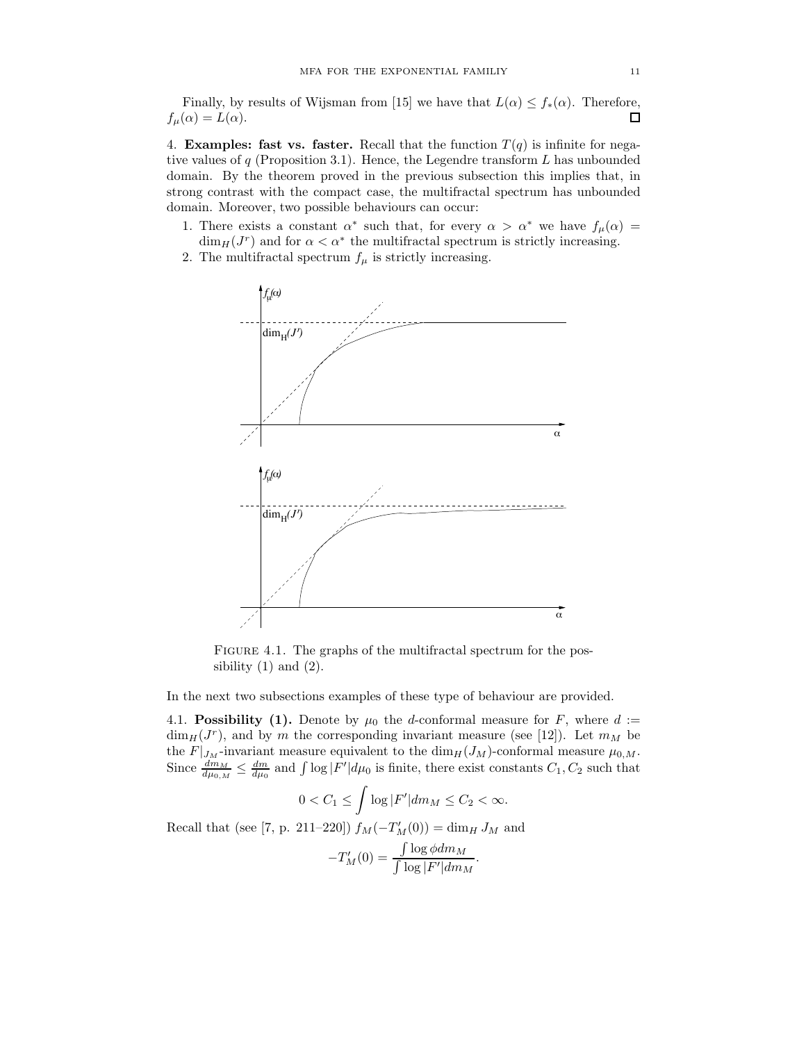Finally, by results of Wijsman from [15] we have that $L(\alpha) \leq f_*(\alpha)$. Therefore, $f_\mu(\alpha) = L(\alpha)$. □

4. **Examples: fast vs. faster.** Recall that the function $T(q)$ is infinite for negative values of $q$ (Proposition 3.1). Hence, the Legendre transform $L$ has unbounded domain. By the theorem proved in the previous subsection this implies that, in strong contrast with the compact case, the multifractal spectrum has unbounded domain. Moreover, two possible behaviours can occur:

1. There exists a constant $\alpha^*$ such that, for every $\alpha > \alpha^*$ we have $f_\mu(\alpha) = \dim_H(J^r)$ and for $\alpha < \alpha^*$ the multifractal spectrum is strictly increasing.
2. The multifractal spectrum $f_\mu$ is strictly increasing.

Figure 4.1. The graphs of the multifractal spectrum for the possibility (1) and (2).

In the next two subsections examples of these type of behaviour are provided.

4.1. **Possibility (1).** Denote by $\mu_0$ the $d$-conformal measure for $F$, where $d := \dim_H(J^r)$, and by $m$ the corresponding invariant measure (see [12]). Let $m_M$ be the $F|_{J_M}$-invariant measure equivalent to the $\dim_H(J_M)$-conformal measure $\mu_{0,M}$. Since $\frac{dm_M}{d\mu_{0,M}} \leq \frac{dm}{d\mu_0}$ and $\int \log |F'| d\mu_0$ is finite, there exist constants $C_1, C_2$ such that

$$0 < C_1 \leq \int \log |F'| dm_M \leq C_2 < \infty.$$

Recall that (see [7, p. 211–220]) $f_M(-T'_M(0)) = \dim_H J_M$ and

$$-T'_M(0) = \frac{\int \log \phi dm_M}{\int \log |F'| dm_M}.$$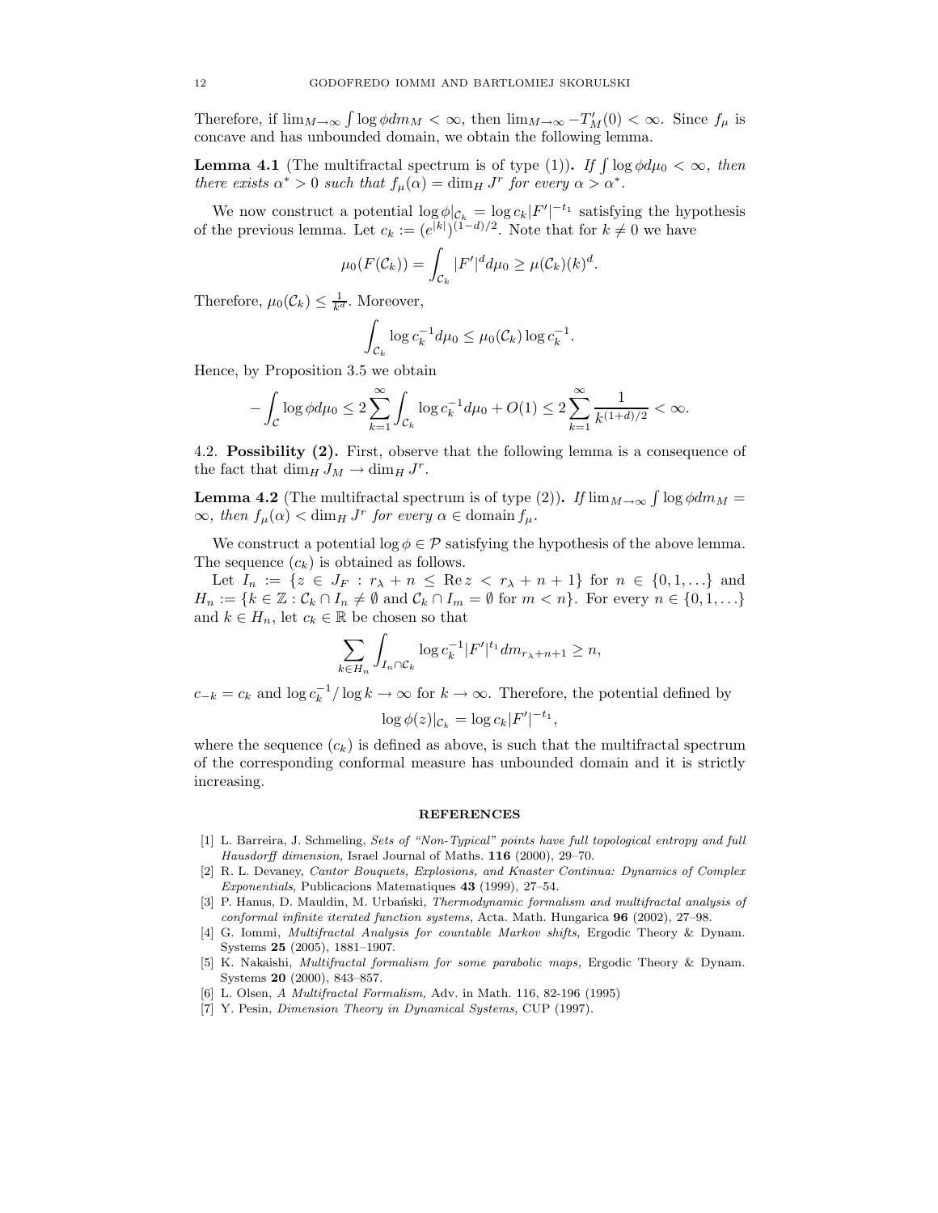Therefore, if $\lim_{M\to\infty}\int \log\phi dm_M < \infty$, then $\lim_{M\to\infty} -T'_M(0) < \infty$. Since $f_\mu$ is concave and has unbounded domain, we obtain the following lemma.

**Lemma 4.1** (The multifractal spectrum is of type (1))**.** *If $\int \log\phi d\mu_0 < \infty$, then there exists $\alpha^* > 0$ such that $f_\mu(\alpha) = \dim_H J^r$ for every $\alpha > \alpha^*$.*

We now construct a potential $\log\phi|_{\mathcal{C}_k} = \log c_k |F'|^{-t_1}$ satisfying the hypothesis of the previous lemma. Let $c_k := (e^{|k|})^{(1-d)/2}$. Note that for $k \neq 0$ we have

$$\mu_0(F(\mathcal{C}_k)) = \int_{\mathcal{C}_k} |F'|^d d\mu_0 \geq \mu(\mathcal{C}_k)(k)^d.$$

Therefore, $\mu_0(\mathcal{C}_k) \leq \frac{1}{k^d}$. Moreover,

$$\int_{\mathcal{C}_k} \log c_k^{-1} d\mu_0 \leq \mu_0(\mathcal{C}_k)\log c_k^{-1}.$$

Hence, by Proposition 3.5 we obtain

$$-\int_{\mathcal{C}} \log\phi d\mu_0 \leq 2\sum_{k=1}^{\infty}\int_{\mathcal{C}_k}\log c_k^{-1} d\mu_0 + O(1) \leq 2\sum_{k=1}^{\infty}\frac{1}{k^{(1+d)/2}} < \infty.$$

4.2. **Possibility (2).** First, observe that the following lemma is a consequence of the fact that $\dim_H J_M \to \dim_H J^r$.

**Lemma 4.2** (The multifractal spectrum is of type (2))**.** *If $\lim_{M\to\infty}\int\log\phi dm_M = \infty$, then $f_\mu(\alpha) < \dim_H J^r$ for every $\alpha \in$ domain $f_\mu$.*

We construct a potential $\log\phi \in \mathcal{P}$ satisfying the hypothesis of the above lemma. The sequence $(c_k)$ is obtained as follows.

Let $I_n := \{z \in J_F : r_\lambda + n \leq \operatorname{Re} z < r_\lambda + n + 1\}$ for $n \in \{0, 1, \ldots\}$ and $H_n := \{k \in \mathbb{Z} : \mathcal{C}_k \cap I_n \neq \emptyset \text{ and } \mathcal{C}_k \cap I_m = \emptyset \text{ for } m < n\}$. For every $n \in \{0, 1, \ldots\}$ and $k \in H_n$, let $c_k \in \mathbb{R}$ be chosen so that

$$\sum_{k\in H_n}\int_{I_n\cap\mathcal{C}_k}\log c_k^{-1}|F'|^{t_1} dm_{r_\lambda+n+1} \geq n,$$

$c_{-k} = c_k$ and $\log c_k^{-1}/\log k \to \infty$ for $k \to \infty$. Therefore, the potential defined by

$$\log\phi(z)|_{\mathcal{C}_k} = \log c_k |F'|^{-t_1},$$

where the sequence $(c_k)$ is defined as above, is such that the multifractal spectrum of the corresponding conformal measure has unbounded domain and it is strictly increasing.

## REFERENCES

[1] L. Barreira, J. Schmeling, *Sets of "Non-Typical" points have full topological entropy and full Hausdorff dimension,* Israel Journal of Maths. **116** (2000), 29–70.

[2] R. L. Devaney, *Cantor Bouquets, Explosions, and Knaster Continua: Dynamics of Complex Exponentials*, Publicacions Matematiques **43** (1999), 27–54.

[3] P. Hanus, D. Mauldin, M. Urbański, *Thermodynamic formalism and multifractal analysis of conformal infinite iterated function systems,* Acta. Math. Hungarica **96** (2002), 27–98.

[4] G. Iommi, *Multifractal Analysis for countable Markov shifts,* Ergodic Theory & Dynam. Systems **25** (2005), 1881–1907.

[5] K. Nakaishi, *Multifractal formalism for some parabolic maps,* Ergodic Theory & Dynam. Systems **20** (2000), 843–857.

[6] L. Olsen, *A Multifractal Formalism,* Adv. in Math. 116, 82-196 (1995)

[7] Y. Pesin, *Dimension Theory in Dynamical Systems,* CUP (1997).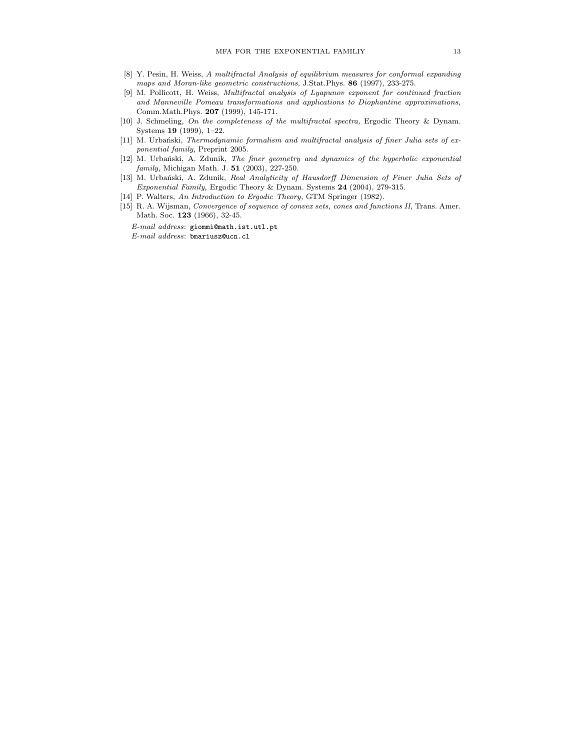[8] Y. Pesin, H. Weiss, *A multifractal Analysis of equilibrium measures for conformal expanding maps and Moran-like geometric constructions,* J.Stat.Phys. **86** (1997), 233-275.

[9] M. Pollicott, H. Weiss, *Multifractal analysis of Lyapunov exponent for continued fraction and Manneville Pomeau transformations and applications to Diophantine approximations,* Comm.Math.Phys. **207** (1999), 145-171.

[10] J. Schmeling, *On the completeness of the multifractal spectra,* Ergodic Theory & Dynam. Systems **19** (1999), 1–22.

[11] M. Urbański, *Thermodynamic formalism and multifractal analysis of finer Julia sets of exponential family,* Preprint 2005.

[12] M. Urbański, A. Zdunik, *The finer geometry and dynamics of the hyperbolic exponential family,* Michigan Math. J. **51** (2003), 227-250.

[13] M. Urbański, A. Zdunik, *Real Analyticity of Hausdorff Dimension of Finer Julia Sets of Exponential Family,* Ergodic Theory & Dynam. Systems **24** (2004), 279-315.

[14] P. Walters, *An Introduction to Ergodic Theory,* GTM Springer (1982).

[15] R. A. Wijsman, *Convergence of sequence of convex sets, cones and functions II,* Trans. Amer. Math. Soc. **123** (1966), 32-45.

*E-mail address*: giommi@math.ist.utl.pt

*E-mail address*: bmariusz@ucn.cl